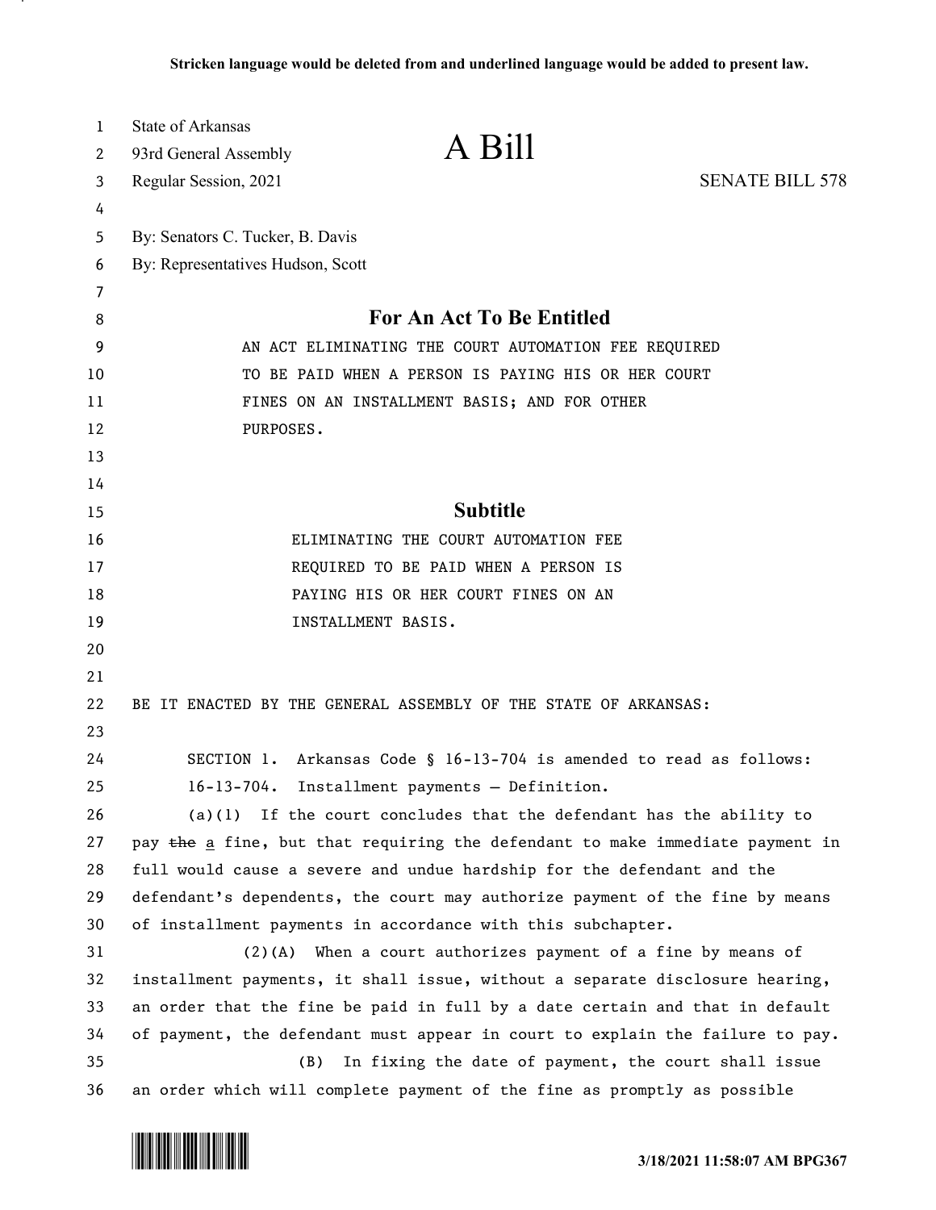Stricken language would be deleted from and underlined language would be added to present law.

State of Arkansas
93rd General Assembly
Regular Session, 2021

# A Bill

SENATE BILL 578

By: Senators C. Tucker, B. Davis
By: Representatives Hudson, Scott

## For An Act To Be Entitled

AN ACT ELIMINATING THE COURT AUTOMATION FEE REQUIRED TO BE PAID WHEN A PERSON IS PAYING HIS OR HER COURT FINES ON AN INSTALLMENT BASIS; AND FOR OTHER PURPOSES.

## Subtitle

ELIMINATING THE COURT AUTOMATION FEE REQUIRED TO BE PAID WHEN A PERSON IS PAYING HIS OR HER COURT FINES ON AN INSTALLMENT BASIS.

BE IT ENACTED BY THE GENERAL ASSEMBLY OF THE STATE OF ARKANSAS:

SECTION 1. Arkansas Code § 16-13-704 is amended to read as follows:

16-13-704. Installment payments — Definition.

(a)(1) If the court concludes that the defendant has the ability to pay ~~the~~ <u>a</u> fine, but that requiring the defendant to make immediate payment in full would cause a severe and undue hardship for the defendant and the defendant's dependents, the court may authorize payment of the fine by means of installment payments in accordance with this subchapter.

(2)(A) When a court authorizes payment of a fine by means of installment payments, it shall issue, without a separate disclosure hearing, an order that the fine be paid in full by a date certain and that in default of payment, the defendant must appear in court to explain the failure to pay.

(B) In fixing the date of payment, the court shall issue an order which will complete payment of the fine as promptly as possible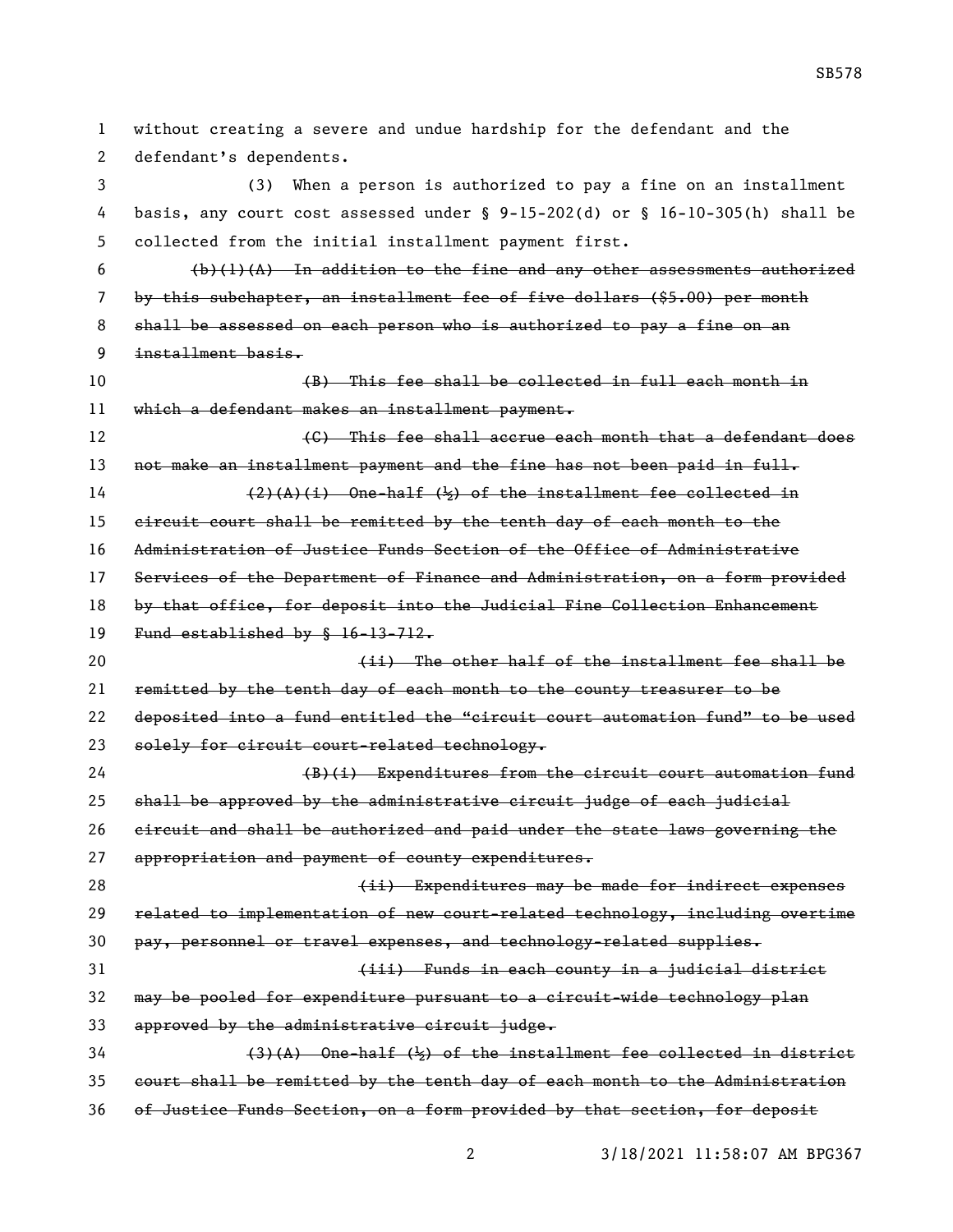without creating a severe and undue hardship for the defendant and the defendant's dependents.

(3) When a person is authorized to pay a fine on an installment basis, any court cost assessed under § 9-15-202(d) or § 16-10-305(h) shall be collected from the initial installment payment first.

~~(b)(1)(A) In addition to the fine and any other assessments authorized by this subchapter, an installment fee of five dollars ($5.00) per month shall be assessed on each person who is authorized to pay a fine on an installment basis.~~

~~(B) This fee shall be collected in full each month in which a defendant makes an installment payment.~~

~~(C) This fee shall accrue each month that a defendant does not make an installment payment and the fine has not been paid in full.~~

~~(2)(A)(i) One-half (½) of the installment fee collected in circuit court shall be remitted by the tenth day of each month to the Administration of Justice Funds Section of the Office of Administrative Services of the Department of Finance and Administration, on a form provided by that office, for deposit into the Judicial Fine Collection Enhancement Fund established by § 16-13-712.~~

~~(ii) The other half of the installment fee shall be remitted by the tenth day of each month to the county treasurer to be deposited into a fund entitled the "circuit court automation fund" to be used solely for circuit court-related technology.~~

~~(B)(i) Expenditures from the circuit court automation fund shall be approved by the administrative circuit judge of each judicial circuit and shall be authorized and paid under the state laws governing the appropriation and payment of county expenditures.~~

~~(ii) Expenditures may be made for indirect expenses related to implementation of new court-related technology, including overtime pay, personnel or travel expenses, and technology-related supplies.~~

~~(iii) Funds in each county in a judicial district may be pooled for expenditure pursuant to a circuit-wide technology plan approved by the administrative circuit judge.~~

~~(3)(A) One-half (½) of the installment fee collected in district court shall be remitted by the tenth day of each month to the Administration of Justice Funds Section, on a form provided by that section, for deposit~~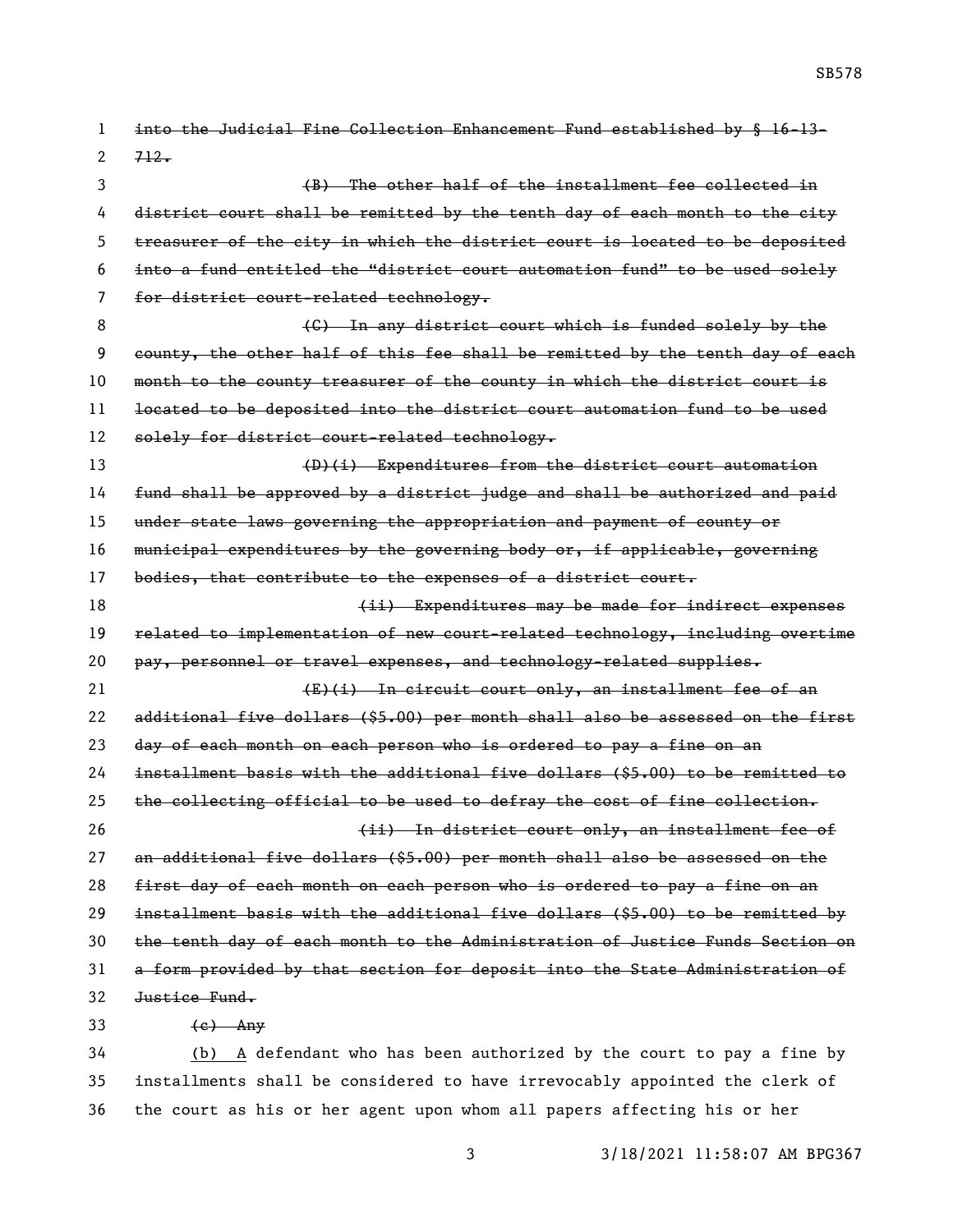~~into the Judicial Fine Collection Enhancement Fund established by § 16-13-712.~~

~~(B) The other half of the installment fee collected in district court shall be remitted by the tenth day of each month to the city treasurer of the city in which the district court is located to be deposited into a fund entitled the "district court automation fund" to be used solely for district court-related technology.~~

~~(C) In any district court which is funded solely by the county, the other half of this fee shall be remitted by the tenth day of each month to the county treasurer of the county in which the district court is located to be deposited into the district court automation fund to be used solely for district court-related technology.~~

~~(D)(i) Expenditures from the district court automation fund shall be approved by a district judge and shall be authorized and paid under state laws governing the appropriation and payment of county or municipal expenditures by the governing body or, if applicable, governing bodies, that contribute to the expenses of a district court.~~

~~(ii) Expenditures may be made for indirect expenses related to implementation of new court-related technology, including overtime pay, personnel or travel expenses, and technology-related supplies.~~

~~(E)(i) In circuit court only, an installment fee of an additional five dollars ($5.00) per month shall also be assessed on the first day of each month on each person who is ordered to pay a fine on an installment basis with the additional five dollars ($5.00) to be remitted to the collecting official to be used to defray the cost of fine collection.~~

~~(ii) In district court only, an installment fee of an additional five dollars ($5.00) per month shall also be assessed on the first day of each month on each person who is ordered to pay a fine on an installment basis with the additional five dollars ($5.00) to be remitted by the tenth day of each month to the Administration of Justice Funds Section on a form provided by that section for deposit into the State Administration of Justice Fund.~~

~~(c) Any~~

<u>(b) A</u> defendant who has been authorized by the court to pay a fine by installments shall be considered to have irrevocably appointed the clerk of the court as his or her agent upon whom all papers affecting his or her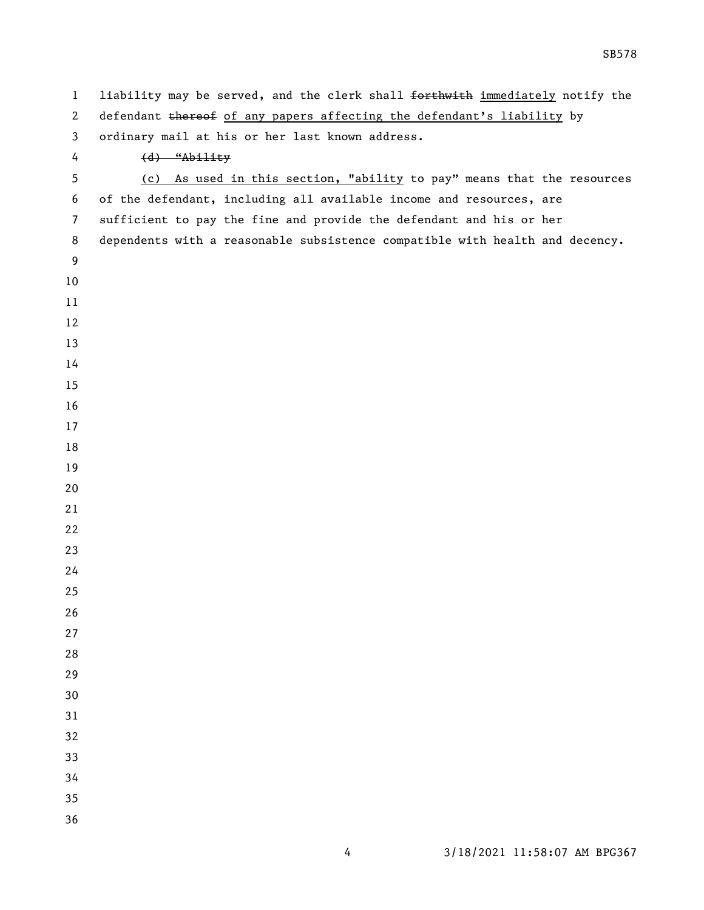liability may be served, and the clerk shall ~~forthwith~~ immediately notify the defendant ~~thereof~~ of any papers affecting the defendant's liability by ordinary mail at his or her last known address.

~~(d) "Ability~~

(c) As used in this section, "ability to pay" means that the resources of the defendant, including all available income and resources, are sufficient to pay the fine and provide the defendant and his or her dependents with a reasonable subsistence compatible with health and decency.